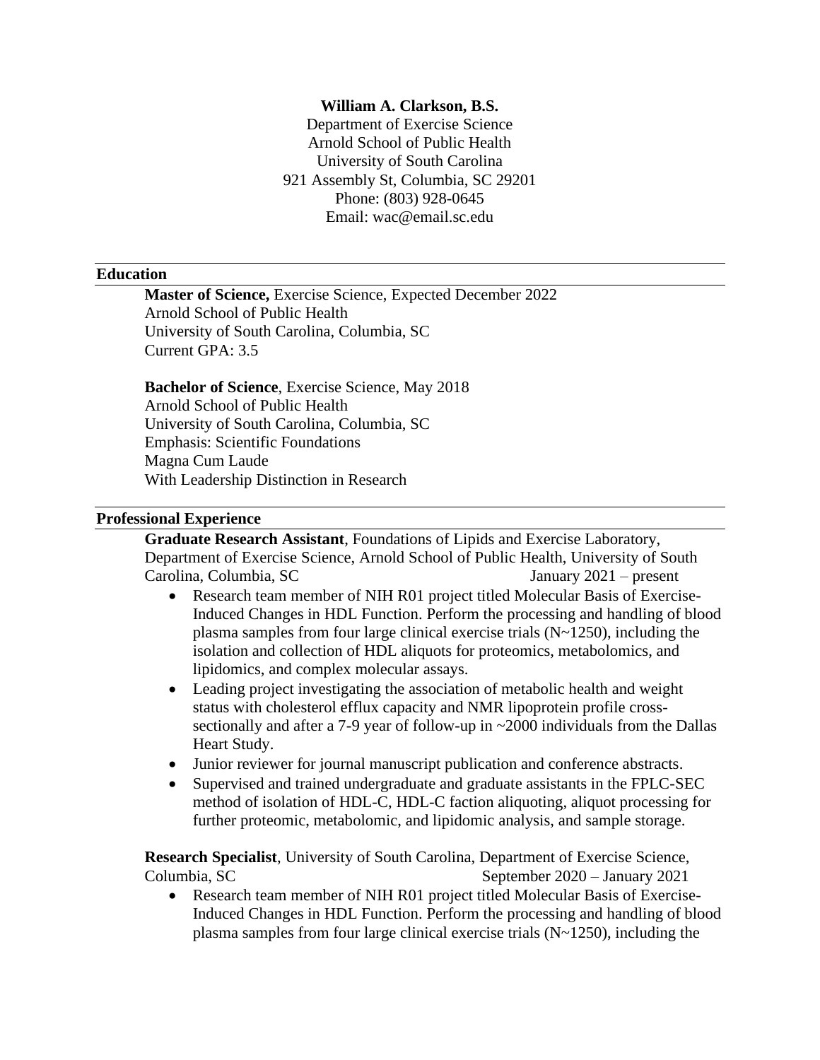**William A. Clarkson, B.S.**
Department of Exercise Science
Arnold School of Public Health
University of South Carolina
921 Assembly St, Columbia, SC 29201
Phone: (803) 928-0645
Email: wac@email.sc.edu

## Education

**Master of Science,** Exercise Science, Expected December 2022
Arnold School of Public Health
University of South Carolina, Columbia, SC
Current GPA: 3.5

**Bachelor of Science**, Exercise Science, May 2018
Arnold School of Public Health
University of South Carolina, Columbia, SC
Emphasis: Scientific Foundations
Magna Cum Laude
With Leadership Distinction in Research

## Professional Experience

**Graduate Research Assistant**, Foundations of Lipids and Exercise Laboratory, Department of Exercise Science, Arnold School of Public Health, University of South Carolina, Columbia, SC — January 2021 – present

- Research team member of NIH R01 project titled Molecular Basis of Exercise-Induced Changes in HDL Function. Perform the processing and handling of blood plasma samples from four large clinical exercise trials (N~1250), including the isolation and collection of HDL aliquots for proteomics, metabolomics, and lipidomics, and complex molecular assays.
- Leading project investigating the association of metabolic health and weight status with cholesterol efflux capacity and NMR lipoprotein profile cross-sectionally and after a 7-9 year of follow-up in ~2000 individuals from the Dallas Heart Study.
- Junior reviewer for journal manuscript publication and conference abstracts.
- Supervised and trained undergraduate and graduate assistants in the FPLC-SEC method of isolation of HDL-C, HDL-C faction aliquoting, aliquot processing for further proteomic, metabolomic, and lipidomic analysis, and sample storage.

**Research Specialist**, University of South Carolina, Department of Exercise Science, Columbia, SC — September 2020 – January 2021

- Research team member of NIH R01 project titled Molecular Basis of Exercise-Induced Changes in HDL Function. Perform the processing and handling of blood plasma samples from four large clinical exercise trials (N~1250), including the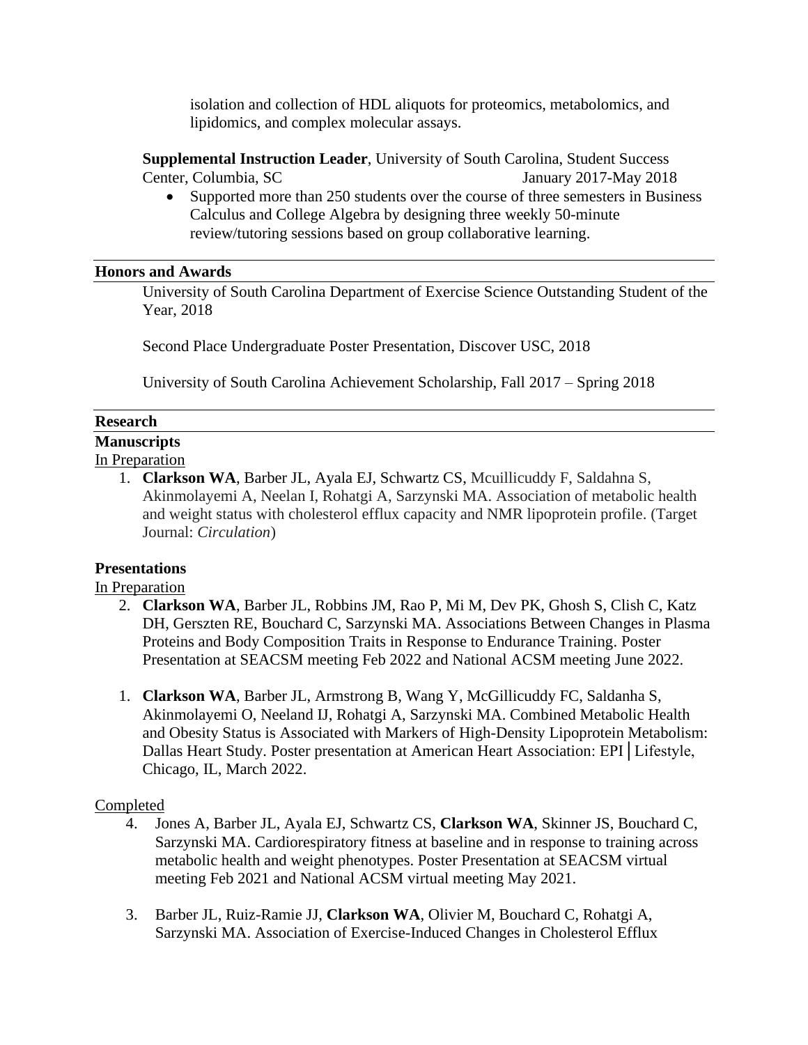isolation and collection of HDL aliquots for proteomics, metabolomics, and lipidomics, and complex molecular assays.

**Supplemental Instruction Leader**, University of South Carolina, Student Success Center, Columbia, SC January 2017-May 2018

- Supported more than 250 students over the course of three semesters in Business Calculus and College Algebra by designing three weekly 50-minute review/tutoring sessions based on group collaborative learning.

## Honors and Awards

University of South Carolina Department of Exercise Science Outstanding Student of the Year, 2018

Second Place Undergraduate Poster Presentation, Discover USC, 2018

University of South Carolina Achievement Scholarship, Fall 2017 – Spring 2018

## Research

### Manuscripts

In Preparation

1. **Clarkson WA**, Barber JL, Ayala EJ, Schwartz CS, Mcuillicuddy F, Saldahna S, Akinmolayemi A, Neelan I, Rohatgi A, Sarzynski MA. Association of metabolic health and weight status with cholesterol efflux capacity and NMR lipoprotein profile. (Target Journal: *Circulation*)

### Presentations

In Preparation

2. **Clarkson WA**, Barber JL, Robbins JM, Rao P, Mi M, Dev PK, Ghosh S, Clish C, Katz DH, Gerszten RE, Bouchard C, Sarzynski MA. Associations Between Changes in Plasma Proteins and Body Composition Traits in Response to Endurance Training. Poster Presentation at SEACSM meeting Feb 2022 and National ACSM meeting June 2022.

1. **Clarkson WA**, Barber JL, Armstrong B, Wang Y, McGillicuddy FC, Saldanha S, Akinmolayemi O, Neeland IJ, Rohatgi A, Sarzynski MA. Combined Metabolic Health and Obesity Status is Associated with Markers of High-Density Lipoprotein Metabolism: Dallas Heart Study. Poster presentation at American Heart Association: EPI│Lifestyle, Chicago, IL, March 2022.

Completed

4. Jones A, Barber JL, Ayala EJ, Schwartz CS, **Clarkson WA**, Skinner JS, Bouchard C, Sarzynski MA. Cardiorespiratory fitness at baseline and in response to training across metabolic health and weight phenotypes. Poster Presentation at SEACSM virtual meeting Feb 2021 and National ACSM virtual meeting May 2021.

3. Barber JL, Ruiz-Ramie JJ, **Clarkson WA**, Olivier M, Bouchard C, Rohatgi A, Sarzynski MA. Association of Exercise-Induced Changes in Cholesterol Efflux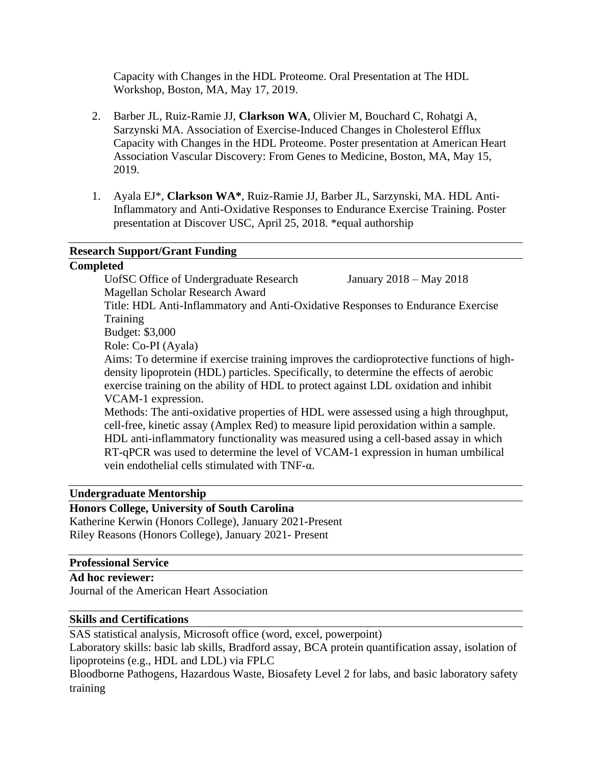Capacity with Changes in the HDL Proteome. Oral Presentation at The HDL Workshop, Boston, MA, May 17, 2019.

2. Barber JL, Ruiz-Ramie JJ, **Clarkson WA**, Olivier M, Bouchard C, Rohatgi A, Sarzynski MA. Association of Exercise-Induced Changes in Cholesterol Efflux Capacity with Changes in the HDL Proteome. Poster presentation at American Heart Association Vascular Discovery: From Genes to Medicine, Boston, MA, May 15, 2019.

1. Ayala EJ*, **Clarkson WA***, Ruiz-Ramie JJ, Barber JL, Sarzynski, MA. HDL Anti-Inflammatory and Anti-Oxidative Responses to Endurance Exercise Training. Poster presentation at Discover USC, April 25, 2018. *equal authorship

## Research Support/Grant Funding

**Completed**

UofSC Office of Undergraduate Research — January 2018 – May 2018
Magellan Scholar Research Award
Title: HDL Anti-Inflammatory and Anti-Oxidative Responses to Endurance Exercise Training
Budget: $3,000
Role: Co-PI (Ayala)
Aims: To determine if exercise training improves the cardioprotective functions of high-density lipoprotein (HDL) particles. Specifically, to determine the effects of aerobic exercise training on the ability of HDL to protect against LDL oxidation and inhibit VCAM-1 expression.
Methods: The anti-oxidative properties of HDL were assessed using a high throughput, cell-free, kinetic assay (Amplex Red) to measure lipid peroxidation within a sample. HDL anti-inflammatory functionality was measured using a cell-based assay in which RT-qPCR was used to determine the level of VCAM-1 expression in human umbilical vein endothelial cells stimulated with TNF-α.

## Undergraduate Mentorship

**Honors College, University of South Carolina**

Katherine Kerwin (Honors College), January 2021-Present
Riley Reasons (Honors College), January 2021- Present

## Professional Service

**Ad hoc reviewer:**

Journal of the American Heart Association

## Skills and Certifications

SAS statistical analysis, Microsoft office (word, excel, powerpoint)
Laboratory skills: basic lab skills, Bradford assay, BCA protein quantification assay, isolation of lipoproteins (e.g., HDL and LDL) via FPLC
Bloodborne Pathogens, Hazardous Waste, Biosafety Level 2 for labs, and basic laboratory safety training